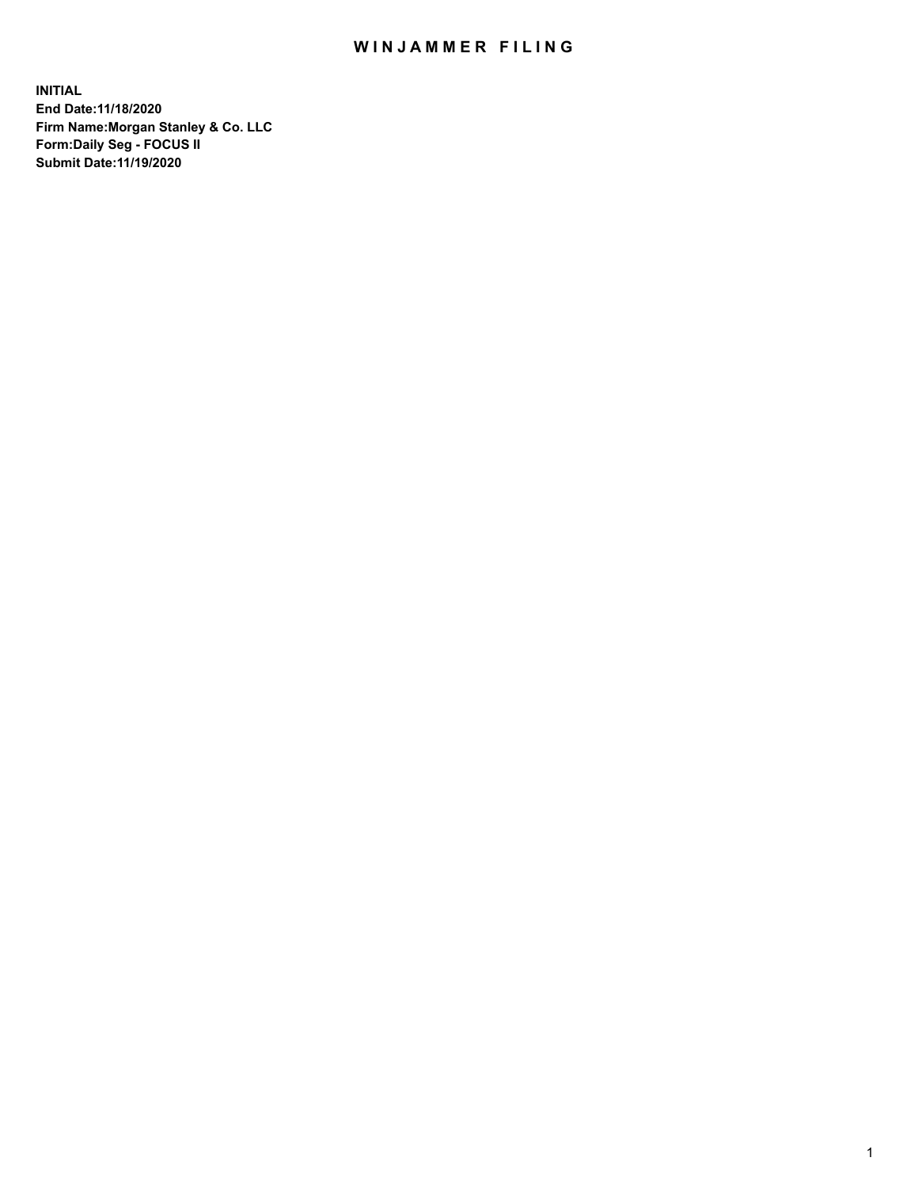# WINJAMMER FILING

**INITIAL**
**End Date:11/18/2020**
**Firm Name:Morgan Stanley & Co. LLC**
**Form:Daily Seg - FOCUS II**
**Submit Date:11/19/2020**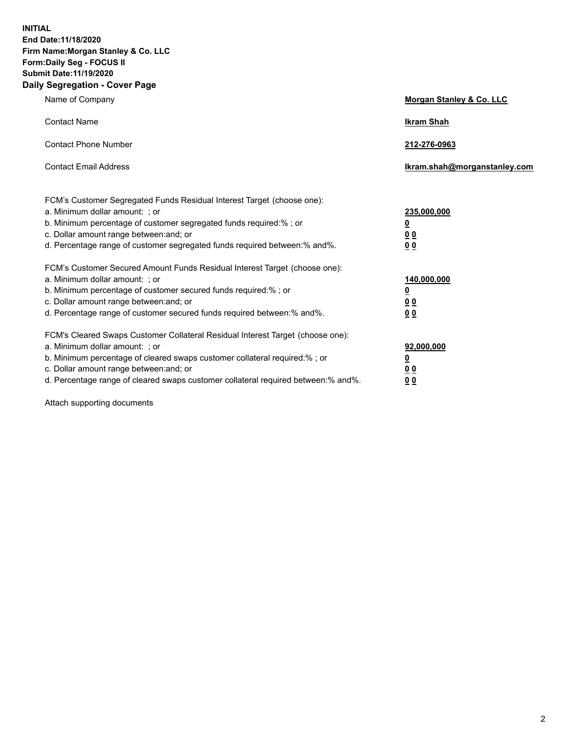**INITIAL**
**End Date:11/18/2020**
**Firm Name:Morgan Stanley & Co. LLC**
**Form:Daily Seg - FOCUS II**
**Submit Date:11/19/2020**

## Daily Segregation - Cover Page

| | |
|---|---|
| Name of Company | **Morgan Stanley & Co. LLC** |
| Contact Name | **Ikram Shah** |
| Contact Phone Number | **212-276-0963** |
| Contact Email Address | **Ikram.shah@morganstanley.com** |

| | |
|---|---|
| FCM's Customer Segregated Funds Residual Interest Target (choose one): | |
| a. Minimum dollar amount: ; or | **235,000,000** |
| b. Minimum percentage of customer segregated funds required:% ; or | **0** |
| c. Dollar amount range between:and; or | **0 0** |
| d. Percentage range of customer segregated funds required between:% and%. | **0 0** |

| | |
|---|---|
| FCM's Customer Secured Amount Funds Residual Interest Target (choose one): | |
| a. Minimum dollar amount: ; or | **140,000,000** |
| b. Minimum percentage of customer secured funds required:% ; or | **0** |
| c. Dollar amount range between:and; or | **0 0** |
| d. Percentage range of customer secured funds required between:% and%. | **0 0** |

| | |
|---|---|
| FCM's Cleared Swaps Customer Collateral Residual Interest Target (choose one): | |
| a. Minimum dollar amount: ; or | **92,000,000** |
| b. Minimum percentage of cleared swaps customer collateral required:% ; or | **0** |
| c. Dollar amount range between:and; or | **0 0** |
| d. Percentage range of cleared swaps customer collateral required between:% and%. | **0 0** |

Attach supporting documents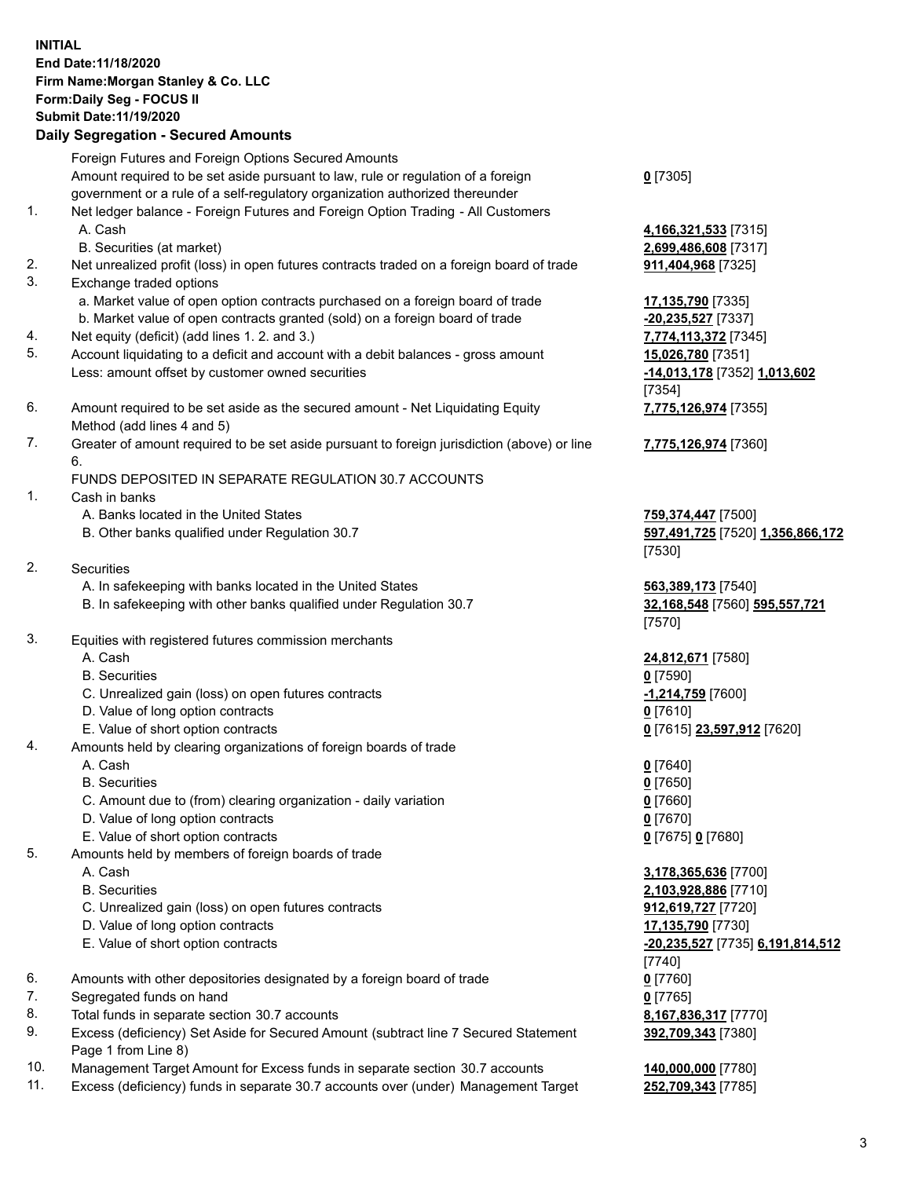**INITIAL**
**End Date:11/18/2020**
**Firm Name:Morgan Stanley & Co. LLC**
**Form:Daily Seg - FOCUS II**
**Submit Date:11/19/2020**

## Daily Segregation - Secured Amounts

| | | |
|---|---|---|
| | Foreign Futures and Foreign Options Secured Amounts | |
| | Amount required to be set aside pursuant to law, rule or regulation of a foreign government or a rule of a self-regulatory organization authorized thereunder | **0** [7305] |
| 1. | Net ledger balance - Foreign Futures and Foreign Option Trading - All Customers | |
| | A. Cash | **4,166,321,533** [7315] |
| | B. Securities (at market) | **2,699,486,608** [7317] |
| 2. | Net unrealized profit (loss) in open futures contracts traded on a foreign board of trade | **911,404,968** [7325] |
| 3. | Exchange traded options | |
| | a. Market value of open option contracts purchased on a foreign board of trade | **17,135,790** [7335] |
| | b. Market value of open contracts granted (sold) on a foreign board of trade | **-20,235,527** [7337] |
| 4. | Net equity (deficit) (add lines 1. 2. and 3.) | **7,774,113,372** [7345] |
| 5. | Account liquidating to a deficit and account with a debit balances - gross amount | **15,026,780** [7351] |
| | Less: amount offset by customer owned securities | **-14,013,178** [7352] **1,013,602** [7354] |
| 6. | Amount required to be set aside as the secured amount - Net Liquidating Equity Method (add lines 4 and 5) | **7,775,126,974** [7355] |
| 7. | Greater of amount required to be set aside pursuant to foreign jurisdiction (above) or line 6. | **7,775,126,974** [7360] |
| | FUNDS DEPOSITED IN SEPARATE REGULATION 30.7 ACCOUNTS | |
| 1. | Cash in banks | |
| | A. Banks located in the United States | **759,374,447** [7500] |
| | B. Other banks qualified under Regulation 30.7 | **597,491,725** [7520] **1,356,866,172** [7530] |
| 2. | Securities | |
| | A. In safekeeping with banks located in the United States | **563,389,173** [7540] |
| | B. In safekeeping with other banks qualified under Regulation 30.7 | **32,168,548** [7560] **595,557,721** [7570] |
| 3. | Equities with registered futures commission merchants | |
| | A. Cash | **24,812,671** [7580] |
| | B. Securities | **0** [7590] |
| | C. Unrealized gain (loss) on open futures contracts | **-1,214,759** [7600] |
| | D. Value of long option contracts | **0** [7610] |
| | E. Value of short option contracts | **0** [7615] **23,597,912** [7620] |
| 4. | Amounts held by clearing organizations of foreign boards of trade | |
| | A. Cash | **0** [7640] |
| | B. Securities | **0** [7650] |
| | C. Amount due to (from) clearing organization - daily variation | **0** [7660] |
| | D. Value of long option contracts | **0** [7670] |
| | E. Value of short option contracts | **0** [7675] **0** [7680] |
| 5. | Amounts held by members of foreign boards of trade | |
| | A. Cash | **3,178,365,636** [7700] |
| | B. Securities | **2,103,928,886** [7710] |
| | C. Unrealized gain (loss) on open futures contracts | **912,619,727** [7720] |
| | D. Value of long option contracts | **17,135,790** [7730] |
| | E. Value of short option contracts | **-20,235,527** [7735] **6,191,814,512** [7740] |
| 6. | Amounts with other depositories designated by a foreign board of trade | **0** [7760] |
| 7. | Segregated funds on hand | **0** [7765] |
| 8. | Total funds in separate section 30.7 accounts | **8,167,836,317** [7770] |
| 9. | Excess (deficiency) Set Aside for Secured Amount (subtract line 7 Secured Statement Page 1 from Line 8) | **392,709,343** [7380] |
| 10. | Management Target Amount for Excess funds in separate section 30.7 accounts | **140,000,000** [7780] |
| 11. | Excess (deficiency) funds in separate 30.7 accounts over (under) Management Target | **252,709,343** [7785] |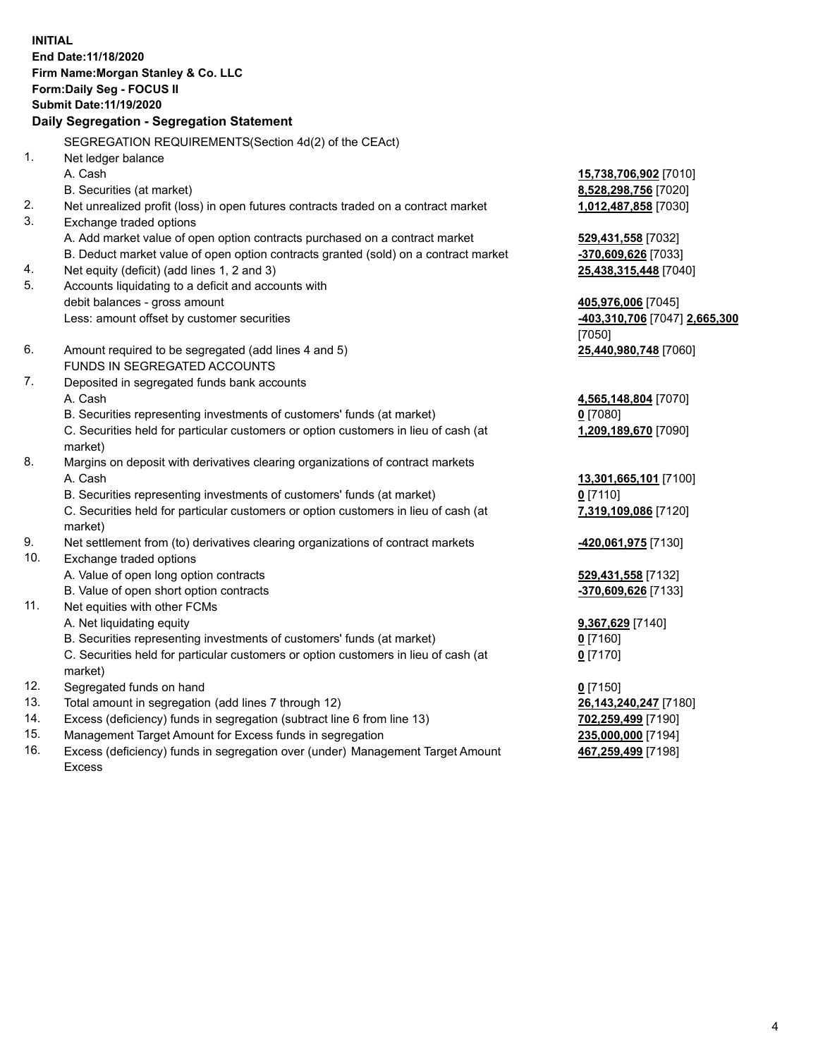**INITIAL**
**End Date:11/18/2020**
**Firm Name:Morgan Stanley & Co. LLC**
**Form:Daily Seg - FOCUS II**
**Submit Date:11/19/2020**

### Daily Segregation - Segregation Statement

SEGREGATION REQUIREMENTS(Section 4d(2) of the CEAct)

| | | |
|---|---|---|
| 1. | Net ledger balance | |
| | A. Cash | **15,738,706,902** [7010] |
| | B. Securities (at market) | **8,528,298,756** [7020] |
| 2. | Net unrealized profit (loss) in open futures contracts traded on a contract market | **1,012,487,858** [7030] |
| 3. | Exchange traded options | |
| | A. Add market value of open option contracts purchased on a contract market | **529,431,558** [7032] |
| | B. Deduct market value of open option contracts granted (sold) on a contract market | **-370,609,626** [7033] |
| 4. | Net equity (deficit) (add lines 1, 2 and 3) | **25,438,315,448** [7040] |
| 5. | Accounts liquidating to a deficit and accounts with debit balances - gross amount | **405,976,006** [7045] |
| | Less: amount offset by customer securities | **-403,310,706** [7047] **2,665,300** [7050] |
| 6. | Amount required to be segregated (add lines 4 and 5) | **25,440,980,748** [7060] |
| | FUNDS IN SEGREGATED ACCOUNTS | |
| 7. | Deposited in segregated funds bank accounts | |
| | A. Cash | **4,565,148,804** [7070] |
| | B. Securities representing investments of customers' funds (at market) | **0** [7080] |
| | C. Securities held for particular customers or option customers in lieu of cash (at market) | **1,209,189,670** [7090] |
| 8. | Margins on deposit with derivatives clearing organizations of contract markets | |
| | A. Cash | **13,301,665,101** [7100] |
| | B. Securities representing investments of customers' funds (at market) | **0** [7110] |
| | C. Securities held for particular customers or option customers in lieu of cash (at market) | **7,319,109,086** [7120] |
| 9. | Net settlement from (to) derivatives clearing organizations of contract markets | **-420,061,975** [7130] |
| 10. | Exchange traded options | |
| | A. Value of open long option contracts | **529,431,558** [7132] |
| | B. Value of open short option contracts | **-370,609,626** [7133] |
| 11. | Net equities with other FCMs | |
| | A. Net liquidating equity | **9,367,629** [7140] |
| | B. Securities representing investments of customers' funds (at market) | **0** [7160] |
| | C. Securities held for particular customers or option customers in lieu of cash (at market) | **0** [7170] |
| 12. | Segregated funds on hand | **0** [7150] |
| 13. | Total amount in segregation (add lines 7 through 12) | **26,143,240,247** [7180] |
| 14. | Excess (deficiency) funds in segregation (subtract line 6 from line 13) | **702,259,499** [7190] |
| 15. | Management Target Amount for Excess funds in segregation | **235,000,000** [7194] |
| 16. | Excess (deficiency) funds in segregation over (under) Management Target Amount Excess | **467,259,499** [7198] |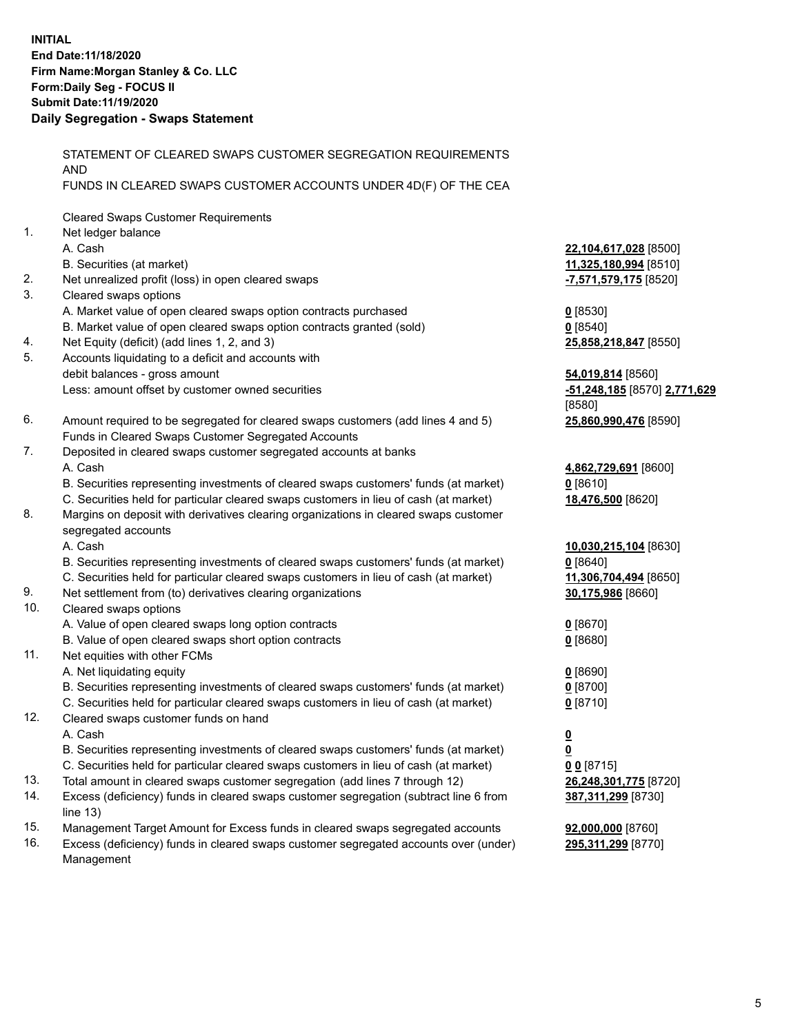**INITIAL**
**End Date:11/18/2020**
**Firm Name:Morgan Stanley & Co. LLC**
**Form:Daily Seg - FOCUS II**
**Submit Date:11/19/2020**
**Daily Segregation - Swaps Statement**

STATEMENT OF CLEARED SWAPS CUSTOMER SEGREGATION REQUIREMENTS AND
FUNDS IN CLEARED SWAPS CUSTOMER ACCOUNTS UNDER 4D(F) OF THE CEA

| | | |
|---|---|---|
| | Cleared Swaps Customer Requirements | |
| 1. | Net ledger balance | |
| | A. Cash | **22,104,617,028** [8500] |
| | B. Securities (at market) | **11,325,180,994** [8510] |
| 2. | Net unrealized profit (loss) in open cleared swaps | **-7,571,579,175** [8520] |
| 3. | Cleared swaps options | |
| | A. Market value of open cleared swaps option contracts purchased | **0** [8530] |
| | B. Market value of open cleared swaps option contracts granted (sold) | **0** [8540] |
| 4. | Net Equity (deficit) (add lines 1, 2, and 3) | **25,858,218,847** [8550] |
| 5. | Accounts liquidating to a deficit and accounts with debit balances - gross amount | **54,019,814** [8560] |
| | Less: amount offset by customer owned securities | **-51,248,185** [8570] **2,771,629** [8580] |
| 6. | Amount required to be segregated for cleared swaps customers (add lines 4 and 5) | **25,860,990,476** [8590] |
| | Funds in Cleared Swaps Customer Segregated Accounts | |
| 7. | Deposited in cleared swaps customer segregated accounts at banks | |
| | A. Cash | **4,862,729,691** [8600] |
| | B. Securities representing investments of cleared swaps customers' funds (at market) | **0** [8610] |
| | C. Securities held for particular cleared swaps customers in lieu of cash (at market) | **18,476,500** [8620] |
| 8. | Margins on deposit with derivatives clearing organizations in cleared swaps customer segregated accounts | |
| | A. Cash | **10,030,215,104** [8630] |
| | B. Securities representing investments of cleared swaps customers' funds (at market) | **0** [8640] |
| | C. Securities held for particular cleared swaps customers in lieu of cash (at market) | **11,306,704,494** [8650] |
| 9. | Net settlement from (to) derivatives clearing organizations | **30,175,986** [8660] |
| 10. | Cleared swaps options | |
| | A. Value of open cleared swaps long option contracts | **0** [8670] |
| | B. Value of open cleared swaps short option contracts | **0** [8680] |
| 11. | Net equities with other FCMs | |
| | A. Net liquidating equity | **0** [8690] |
| | B. Securities representing investments of cleared swaps customers' funds (at market) | **0** [8700] |
| | C. Securities held for particular cleared swaps customers in lieu of cash (at market) | **0** [8710] |
| 12. | Cleared swaps customer funds on hand | |
| | A. Cash | **0** |
| | B. Securities representing investments of cleared swaps customers' funds (at market) | **0** |
| | C. Securities held for particular cleared swaps customers in lieu of cash (at market) | **0** **0** [8715] |
| 13. | Total amount in cleared swaps customer segregation (add lines 7 through 12) | **26,248,301,775** [8720] |
| 14. | Excess (deficiency) funds in cleared swaps customer segregation (subtract line 6 from line 13) | **387,311,299** [8730] |
| 15. | Management Target Amount for Excess funds in cleared swaps segregated accounts | **92,000,000** [8760] |
| 16. | Excess (deficiency) funds in cleared swaps customer segregated accounts over (under) Management | **295,311,299** [8770] |